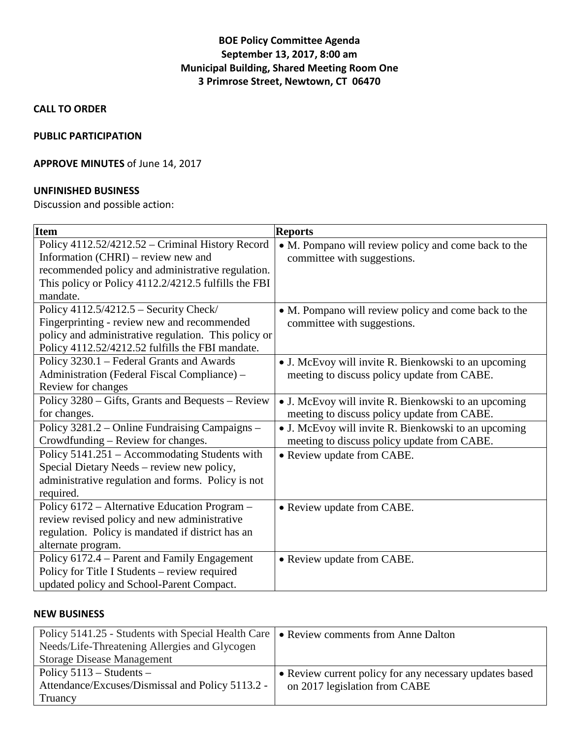**BOE Policy Committee Agenda**
**September 13, 2017, 8:00 am**
**Municipal Building, Shared Meeting Room One**
**3 Primrose Street, Newtown, CT 06470**

**CALL TO ORDER**

**PUBLIC PARTICIPATION**

**APPROVE MINUTES** of June 14, 2017

**UNFINISHED BUSINESS**

Discussion and possible action:

| Item | Reports |
|---|---|
| Policy 4112.52/4212.52 – Criminal History Record Information (CHRI) – review new and recommended policy and administrative regulation. This policy or Policy 4112.2/4212.5 fulfills the FBI mandate. | • M. Pompano will review policy and come back to the committee with suggestions. |
| Policy 4112.5/4212.5 – Security Check/ Fingerprinting - review new and recommended policy and administrative regulation. This policy or Policy 4112.52/4212.52 fulfills the FBI mandate. | • M. Pompano will review policy and come back to the committee with suggestions. |
| Policy 3230.1 – Federal Grants and Awards Administration (Federal Fiscal Compliance) – Review for changes | • J. McEvoy will invite R. Bienkowski to an upcoming meeting to discuss policy update from CABE. |
| Policy 3280 – Gifts, Grants and Bequests – Review for changes. | • J. McEvoy will invite R. Bienkowski to an upcoming meeting to discuss policy update from CABE. |
| Policy 3281.2 – Online Fundraising Campaigns – Crowdfunding – Review for changes. | • J. McEvoy will invite R. Bienkowski to an upcoming meeting to discuss policy update from CABE. |
| Policy 5141.251 – Accommodating Students with Special Dietary Needs – review new policy, administrative regulation and forms. Policy is not required. | • Review update from CABE. |
| Policy 6172 – Alternative Education Program – review revised policy and new administrative regulation. Policy is mandated if district has an alternate program. | • Review update from CABE. |
| Policy 6172.4 – Parent and Family Engagement Policy for Title I Students – review required updated policy and School-Parent Compact. | • Review update from CABE. |

**NEW BUSINESS**

| | |
|---|---|
| Policy 5141.25 - Students with Special Health Care Needs/Life-Threatening Allergies and Glycogen Storage Disease Management | • Review comments from Anne Dalton |
| Policy 5113 – Students – Attendance/Excuses/Dismissal and Policy 5113.2 - Truancy | • Review current policy for any necessary updates based on 2017 legislation from CABE |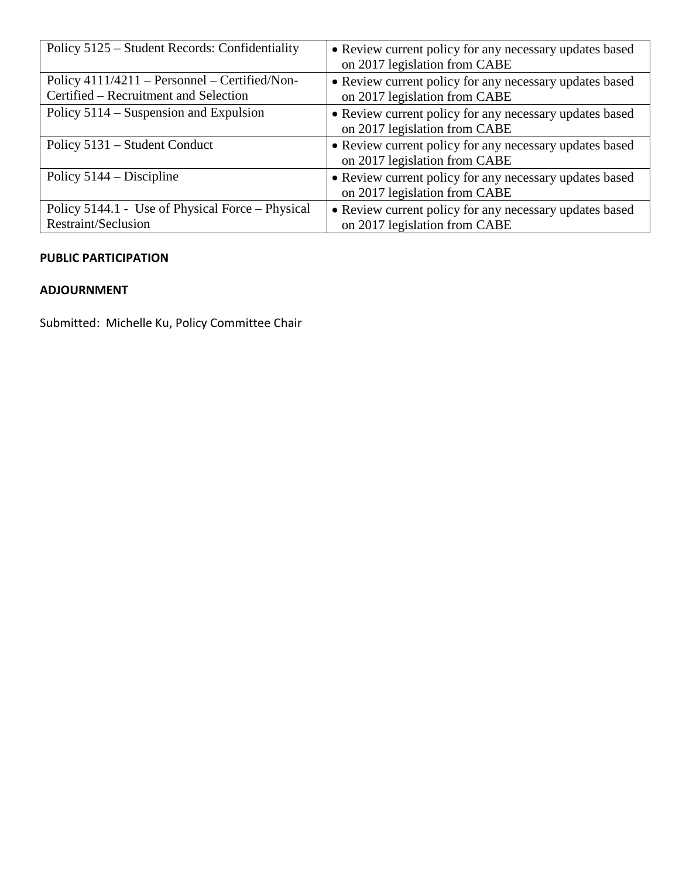| | |
|---|---|
| Policy 5125 – Student Records: Confidentiality | • Review current policy for any necessary updates based on 2017 legislation from CABE |
| Policy 4111/4211 – Personnel – Certified/Non-Certified – Recruitment and Selection | • Review current policy for any necessary updates based on 2017 legislation from CABE |
| Policy 5114 – Suspension and Expulsion | • Review current policy for any necessary updates based on 2017 legislation from CABE |
| Policy 5131 – Student Conduct | • Review current policy for any necessary updates based on 2017 legislation from CABE |
| Policy 5144 – Discipline | • Review current policy for any necessary updates based on 2017 legislation from CABE |
| Policy 5144.1 - Use of Physical Force – Physical Restraint/Seclusion | • Review current policy for any necessary updates based on 2017 legislation from CABE |

**PUBLIC PARTICIPATION**

**ADJOURNMENT**

Submitted: Michelle Ku, Policy Committee Chair